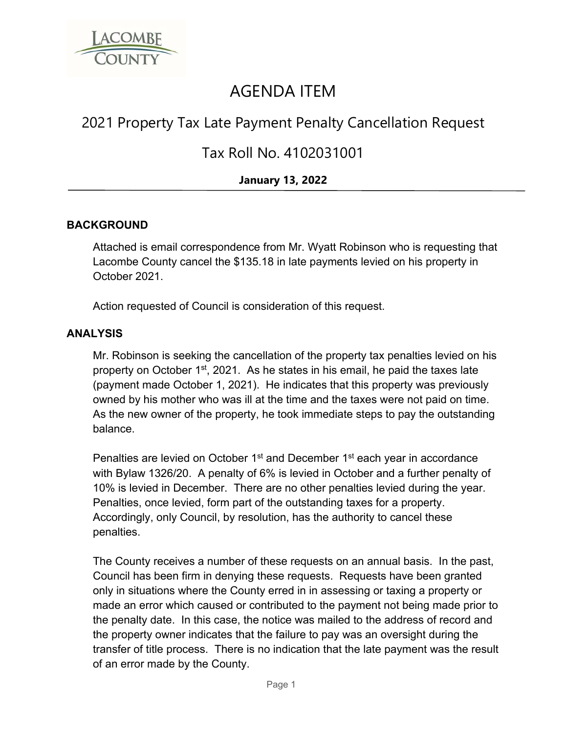# AGENDA ITEM

## 2021 Property Tax Late Payment Penalty Cancellation Request

## Tax Roll No. 4102031001

**January 13, 2022**

---

### BACKGROUND

Attached is email correspondence from Mr. Wyatt Robinson who is requesting that Lacombe County cancel the $135.18 in late payments levied on his property in October 2021.

Action requested of Council is consideration of this request.

### ANALYSIS

Mr. Robinson is seeking the cancellation of the property tax penalties levied on his property on October 1st, 2021. As he states in his email, he paid the taxes late (payment made October 1, 2021). He indicates that this property was previously owned by his mother who was ill at the time and the taxes were not paid on time. As the new owner of the property, he took immediate steps to pay the outstanding balance.

Penalties are levied on October 1st and December 1st each year in accordance with Bylaw 1326/20. A penalty of 6% is levied in October and a further penalty of 10% is levied in December. There are no other penalties levied during the year. Penalties, once levied, form part of the outstanding taxes for a property. Accordingly, only Council, by resolution, has the authority to cancel these penalties.

The County receives a number of these requests on an annual basis. In the past, Council has been firm in denying these requests. Requests have been granted only in situations where the County erred in in assessing or taxing a property or made an error which caused or contributed to the payment not being made prior to the penalty date. In this case, the notice was mailed to the address of record and the property owner indicates that the failure to pay was an oversight during the transfer of title process. There is no indication that the late payment was the result of an error made by the County.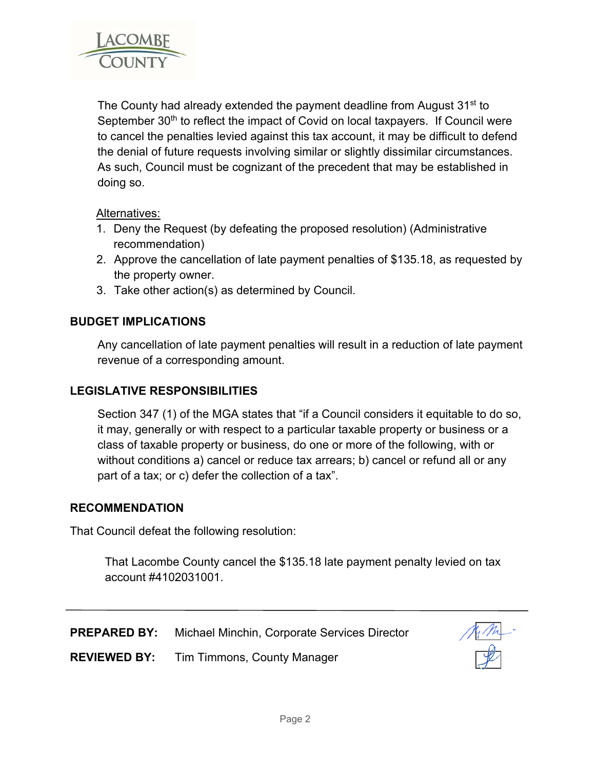The County had already extended the payment deadline from August 31st to September 30th to reflect the impact of Covid on local taxpayers. If Council were to cancel the penalties levied against this tax account, it may be difficult to defend the denial of future requests involving similar or slightly dissimilar circumstances. As such, Council must be cognizant of the precedent that may be established in doing so.

Alternatives:

1. Deny the Request (by defeating the proposed resolution) (Administrative recommendation)
2. Approve the cancellation of late payment penalties of $135.18, as requested by the property owner.
3. Take other action(s) as determined by Council.

## BUDGET IMPLICATIONS

Any cancellation of late payment penalties will result in a reduction of late payment revenue of a corresponding amount.

## LEGISLATIVE RESPONSIBILITIES

Section 347 (1) of the MGA states that "if a Council considers it equitable to do so, it may, generally or with respect to a particular taxable property or business or a class of taxable property or business, do one or more of the following, with or without conditions a) cancel or reduce tax arrears; b) cancel or refund all or any part of a tax; or c) defer the collection of a tax".

## RECOMMENDATION

That Council defeat the following resolution:

> That Lacombe County cancel the $135.18 late payment penalty levied on tax account #4102031001.

---

**PREPARED BY:** Michael Minchin, Corporate Services Director

**REVIEWED BY:** Tim Timmons, County Manager